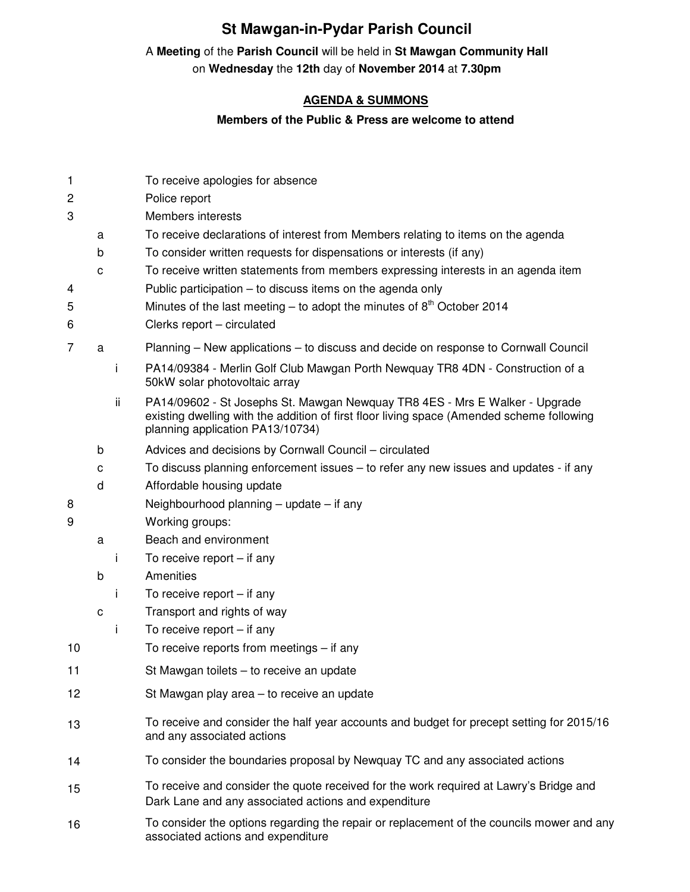# St Mawgan-in-Pydar Parish Council

A **Meeting** of the **Parish Council** will be held in **St Mawgan Community Hall** on **Wednesday** the **12th** day of **November 2014** at **7.30pm**

## AGENDA & SUMMONS

**Members of the Public & Press are welcome to attend**

1. To receive apologies for absence
2. Police report
3. Members interests
   - a. To receive declarations of interest from Members relating to items on the agenda
   - b. To consider written requests for dispensations or interests (if any)
   - c. To receive written statements from members expressing interests in an agenda item
4. Public participation – to discuss items on the agenda only
5. Minutes of the last meeting – to adopt the minutes of 8th October 2014
6. Clerks report – circulated
7. a. Planning – New applications – to discuss and decide on response to Cornwall Council
      - i. PA14/09384 - Merlin Golf Club Mawgan Porth Newquay TR8 4DN - Construction of a 50kW solar photovoltaic array
      - ii. PA14/09602 - St Josephs St. Mawgan Newquay TR8 4ES - Mrs E Walker - Upgrade existing dwelling with the addition of first floor living space (Amended scheme following planning application PA13/10734)
   - b. Advices and decisions by Cornwall Council – circulated
   - c. To discuss planning enforcement issues – to refer any new issues and updates - if any
   - d. Affordable housing update
8. Neighbourhood planning – update – if any
9. Working groups:
   - a. Beach and environment
      - i. To receive report – if any
   - b. Amenities
      - i. To receive report – if any
   - c. Transport and rights of way
      - i. To receive report – if any
10. To receive reports from meetings – if any
11. St Mawgan toilets – to receive an update
12. St Mawgan play area – to receive an update
13. To receive and consider the half year accounts and budget for precept setting for 2015/16 and any associated actions
14. To consider the boundaries proposal by Newquay TC and any associated actions
15. To receive and consider the quote received for the work required at Lawry's Bridge and Dark Lane and any associated actions and expenditure
16. To consider the options regarding the repair or replacement of the councils mower and any associated actions and expenditure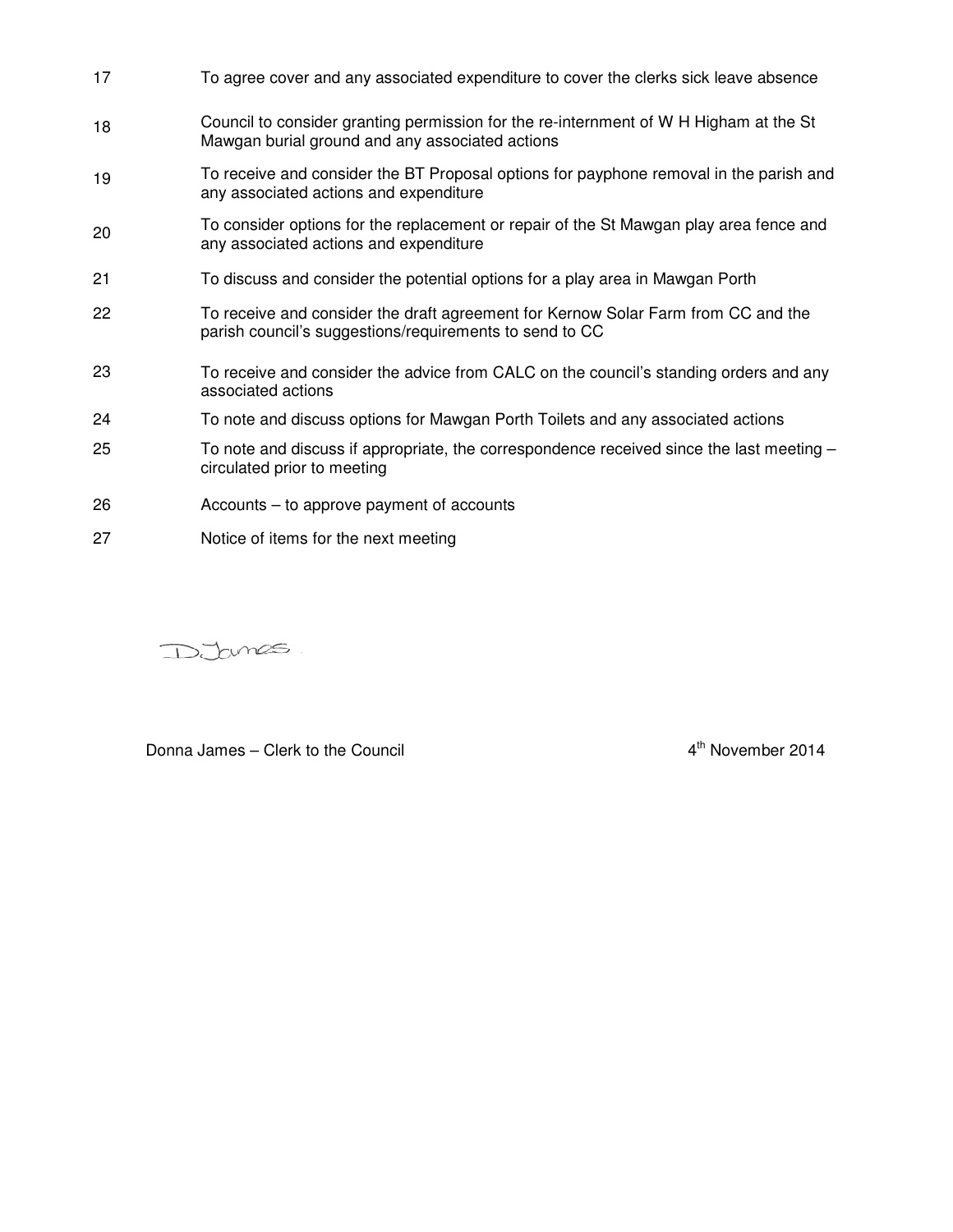17 To agree cover and any associated expenditure to cover the clerks sick leave absence

18 Council to consider granting permission for the re-internment of W H Higham at the St Mawgan burial ground and any associated actions

19 To receive and consider the BT Proposal options for payphone removal in the parish and any associated actions and expenditure

20 To consider options for the replacement or repair of the St Mawgan play area fence and any associated actions and expenditure

21 To discuss and consider the potential options for a play area in Mawgan Porth

22 To receive and consider the draft agreement for Kernow Solar Farm from CC and the parish council's suggestions/requirements to send to CC

23 To receive and consider the advice from CALC on the council's standing orders and any associated actions

24 To note and discuss options for Mawgan Porth Toilets and any associated actions

25 To note and discuss if appropriate, the correspondence received since the last meeting – circulated prior to meeting

26 Accounts – to approve payment of accounts

27 Notice of items for the next meeting

D.James.

Donna James – Clerk to the Council

4th November 2014